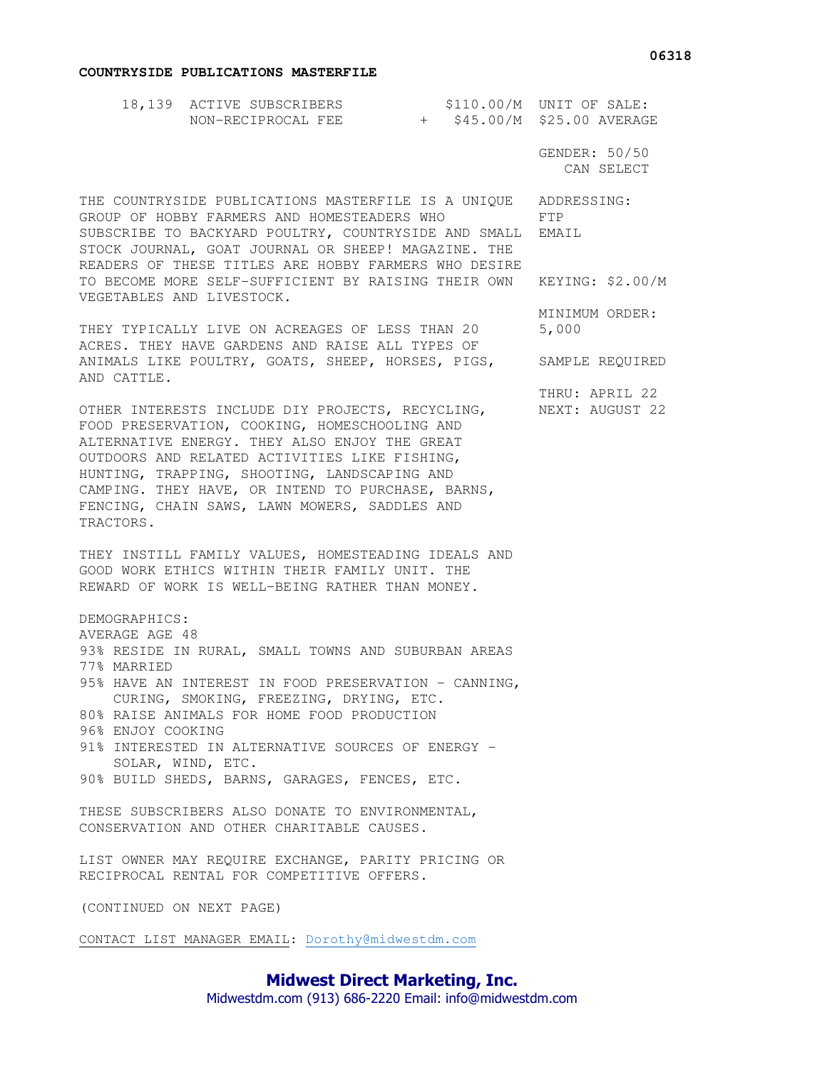06318

**COUNTRYSIDE PUBLICATIONS MASTERFILE**

| | | |
|---|---|---|
| 18,139 ACTIVE SUBSCRIBERS | $110.00/M | UNIT OF SALE: |
| NON-RECIPROCAL FEE | + $45.00/M | $25.00 AVERAGE |

GENDER: 50/50
CAN SELECT

ADDRESSING:
FTP
EMAIL

KEYING: $2.00/M

MINIMUM ORDER:
5,000

SAMPLE REQUIRED

THRU: APRIL 22
NEXT: AUGUST 22

THE COUNTRYSIDE PUBLICATIONS MASTERFILE IS A UNIQUE GROUP OF HOBBY FARMERS AND HOMESTEADERS WHO SUBSCRIBE TO BACKYARD POULTRY, COUNTRYSIDE AND SMALL STOCK JOURNAL, GOAT JOURNAL OR SHEEP! MAGAZINE. THE READERS OF THESE TITLES ARE HOBBY FARMERS WHO DESIRE TO BECOME MORE SELF-SUFFICIENT BY RAISING THEIR OWN VEGETABLES AND LIVESTOCK.

THEY TYPICALLY LIVE ON ACREAGES OF LESS THAN 20 ACRES. THEY HAVE GARDENS AND RAISE ALL TYPES OF ANIMALS LIKE POULTRY, GOATS, SHEEP, HORSES, PIGS, AND CATTLE.

OTHER INTERESTS INCLUDE DIY PROJECTS, RECYCLING, FOOD PRESERVATION, COOKING, HOMESCHOOLING AND ALTERNATIVE ENERGY. THEY ALSO ENJOY THE GREAT OUTDOORS AND RELATED ACTIVITIES LIKE FISHING, HUNTING, TRAPPING, SHOOTING, LANDSCAPING AND CAMPING. THEY HAVE, OR INTEND TO PURCHASE, BARNS, FENCING, CHAIN SAWS, LAWN MOWERS, SADDLES AND TRACTORS.

THEY INSTILL FAMILY VALUES, HOMESTEADING IDEALS AND GOOD WORK ETHICS WITHIN THEIR FAMILY UNIT. THE REWARD OF WORK IS WELL-BEING RATHER THAN MONEY.

DEMOGRAPHICS:
AVERAGE AGE 48
93% RESIDE IN RURAL, SMALL TOWNS AND SUBURBAN AREAS
77% MARRIED
95% HAVE AN INTEREST IN FOOD PRESERVATION - CANNING, CURING, SMOKING, FREEZING, DRYING, ETC.
80% RAISE ANIMALS FOR HOME FOOD PRODUCTION
96% ENJOY COOKING
91% INTERESTED IN ALTERNATIVE SOURCES OF ENERGY - SOLAR, WIND, ETC.
90% BUILD SHEDS, BARNS, GARAGES, FENCES, ETC.

THESE SUBSCRIBERS ALSO DONATE TO ENVIRONMENTAL, CONSERVATION AND OTHER CHARITABLE CAUSES.

LIST OWNER MAY REQUIRE EXCHANGE, PARITY PRICING OR RECIPROCAL RENTAL FOR COMPETITIVE OFFERS.

(CONTINUED ON NEXT PAGE)

CONTACT LIST MANAGER EMAIL: Dorothy@midwestdm.com

**Midwest Direct Marketing, Inc.**
Midwestdm.com (913) 686-2220 Email: info@midwestdm.com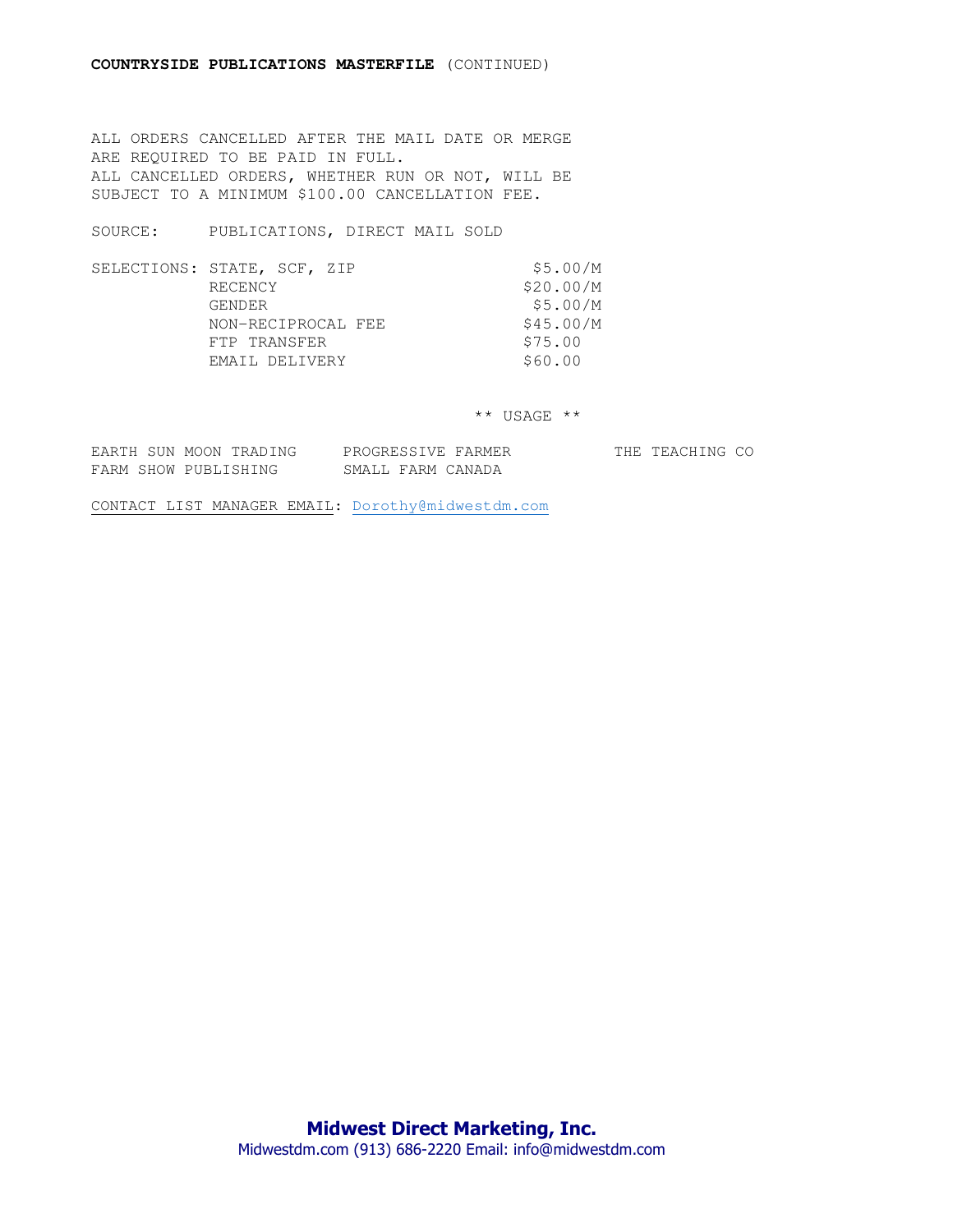**COUNTRYSIDE PUBLICATIONS MASTERFILE** (CONTINUED)

ALL ORDERS CANCELLED AFTER THE MAIL DATE OR MERGE ARE REQUIRED TO BE PAID IN FULL.
ALL CANCELLED ORDERS, WHETHER RUN OR NOT, WILL BE SUBJECT TO A MINIMUM $100.00 CANCELLATION FEE.

SOURCE: PUBLICATIONS, DIRECT MAIL SOLD

| | | |
|---|---|---|
| SELECTIONS: | STATE, SCF, ZIP | $5.00/M |
| | RECENCY | $20.00/M |
| | GENDER | $5.00/M |
| | NON-RECIPROCAL FEE | $45.00/M |
| | FTP TRANSFER | $75.00 |
| | EMAIL DELIVERY | $60.00 |

** USAGE **

| | | |
|---|---|---|
| EARTH SUN MOON TRADING | PROGRESSIVE FARMER | THE TEACHING CO |
| FARM SHOW PUBLISHING | SMALL FARM CANADA | |

CONTACT LIST MANAGER EMAIL: Dorothy@midwestdm.com

**Midwest Direct Marketing, Inc.**
Midwestdm.com (913) 686-2220 Email: info@midwestdm.com